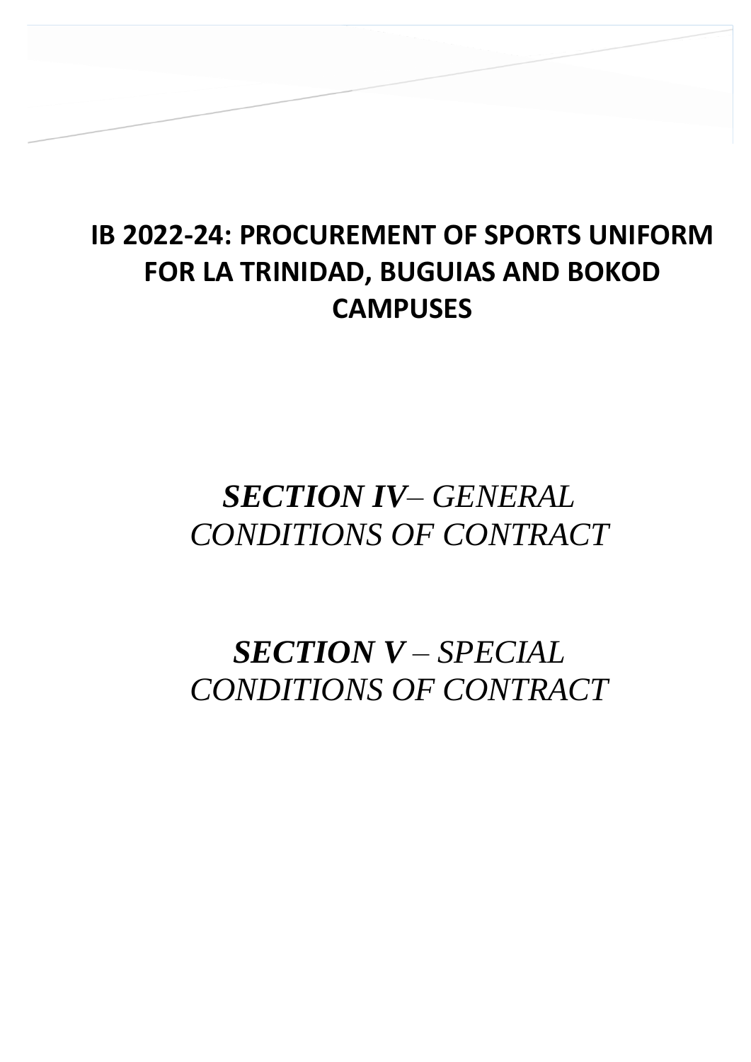# IB 2022-24: PROCUREMENT OF SPORTS UNIFORM FOR LA TRINIDAD, BUGUIAS AND BOKOD CAMPUSES

## *SECTION IV– GENERAL CONDITIONS OF CONTRACT*

## *SECTION V – SPECIAL CONDITIONS OF CONTRACT*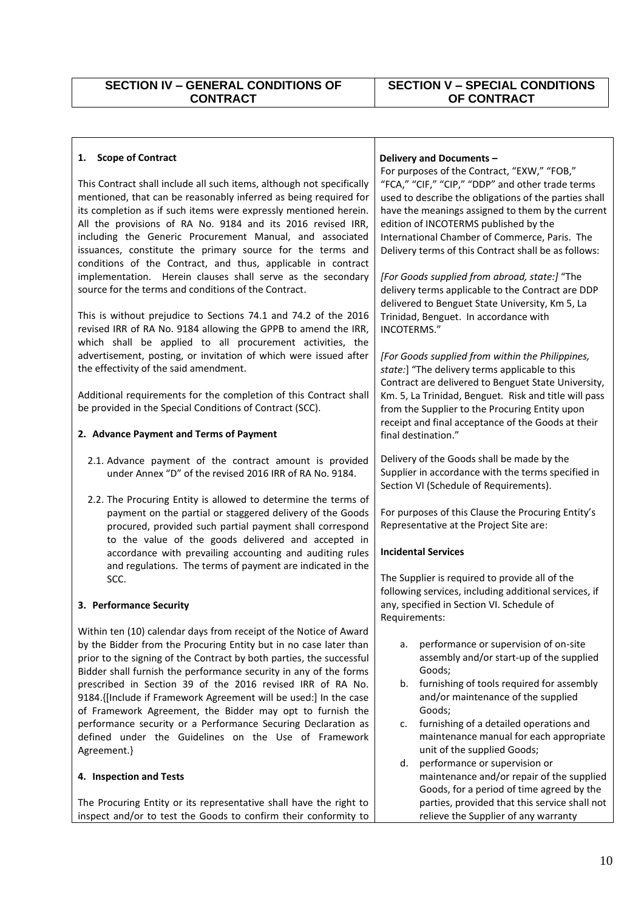| SECTION IV – GENERAL CONDITIONS OF CONTRACT | SECTION V – SPECIAL CONDITIONS OF CONTRACT |
|---|---|

## SECTION IV – GENERAL CONDITIONS OF CONTRACT

**1. Scope of Contract**

This Contract shall include all such items, although not specifically mentioned, that can be reasonably inferred as being required for its completion as if such items were expressly mentioned herein. All the provisions of RA No. 9184 and its 2016 revised IRR, including the Generic Procurement Manual, and associated issuances, constitute the primary source for the terms and conditions of the Contract, and thus, applicable in contract implementation. Herein clauses shall serve as the secondary source for the terms and conditions of the Contract.

This is without prejudice to Sections 74.1 and 74.2 of the 2016 revised IRR of RA No. 9184 allowing the GPPB to amend the IRR, which shall be applied to all procurement activities, the advertisement, posting, or invitation of which were issued after the effectivity of the said amendment.

Additional requirements for the completion of this Contract shall be provided in the Special Conditions of Contract (SCC).

**2. Advance Payment and Terms of Payment**

2.1. Advance payment of the contract amount is provided under Annex "D" of the revised 2016 IRR of RA No. 9184.

2.2. The Procuring Entity is allowed to determine the terms of payment on the partial or staggered delivery of the Goods procured, provided such partial payment shall correspond to the value of the goods delivered and accepted in accordance with prevailing accounting and auditing rules and regulations. The terms of payment are indicated in the SCC.

**3. Performance Security**

Within ten (10) calendar days from receipt of the Notice of Award by the Bidder from the Procuring Entity but in no case later than prior to the signing of the Contract by both parties, the successful Bidder shall furnish the performance security in any of the forms prescribed in Section 39 of the 2016 revised IRR of RA No. 9184.{[Include if Framework Agreement will be used:] In the case of Framework Agreement, the Bidder may opt to furnish the performance security or a Performance Securing Declaration as defined under the Guidelines on the Use of Framework Agreement.}

**4. Inspection and Tests**

The Procuring Entity or its representative shall have the right to inspect and/or to test the Goods to confirm their conformity to

## SECTION V – SPECIAL CONDITIONS OF CONTRACT

**Delivery and Documents –**

For purposes of the Contract, "EXW," "FOB," "FCA," "CIF," "CIP," "DDP" and other trade terms used to describe the obligations of the parties shall have the meanings assigned to them by the current edition of INCOTERMS published by the International Chamber of Commerce, Paris. The Delivery terms of this Contract shall be as follows:

*[For Goods supplied from abroad, state:]* "The delivery terms applicable to the Contract are DDP delivered to Benguet State University, Km 5, La Trinidad, Benguet. In accordance with INCOTERMS."

*[For Goods supplied from within the Philippines, state:*] "The delivery terms applicable to this Contract are delivered to Benguet State University, Km. 5, La Trinidad, Benguet. Risk and title will pass from the Supplier to the Procuring Entity upon receipt and final acceptance of the Goods at their final destination."

Delivery of the Goods shall be made by the Supplier in accordance with the terms specified in Section VI (Schedule of Requirements).

For purposes of this Clause the Procuring Entity's Representative at the Project Site are:

**Incidental Services**

The Supplier is required to provide all of the following services, including additional services, if any, specified in Section VI. Schedule of Requirements:

a. performance or supervision of on-site assembly and/or start-up of the supplied Goods;
b. furnishing of tools required for assembly and/or maintenance of the supplied Goods;
c. furnishing of a detailed operations and maintenance manual for each appropriate unit of the supplied Goods;
d. performance or supervision or maintenance and/or repair of the supplied Goods, for a period of time agreed by the parties, provided that this service shall not relieve the Supplier of any warranty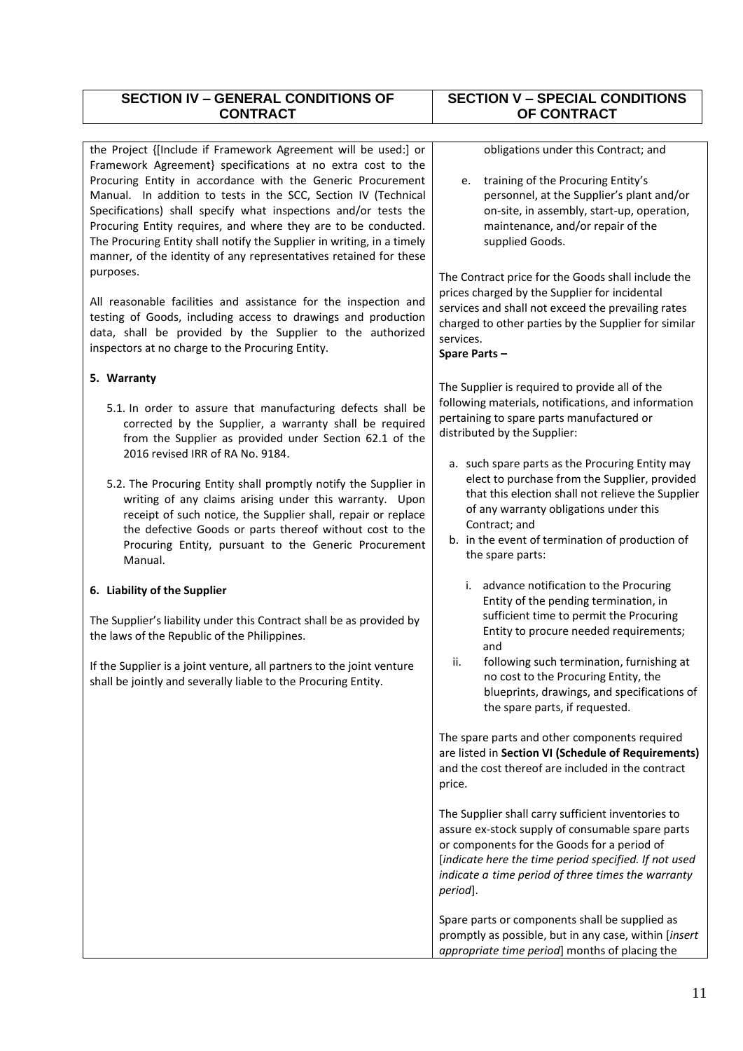| SECTION IV – GENERAL CONDITIONS OF CONTRACT | SECTION V – SPECIAL CONDITIONS OF CONTRACT |
|---|---|
| the Project {[Include if Framework Agreement will be used:] or Framework Agreement} specifications at no extra cost to the Procuring Entity in accordance with the Generic Procurement Manual. In addition to tests in the SCC, Section IV (Technical Specifications) shall specify what inspections and/or tests the Procuring Entity requires, and where they are to be conducted. The Procuring Entity shall notify the Supplier in writing, in a timely manner, of the identity of any representatives retained for these purposes.<br><br>All reasonable facilities and assistance for the inspection and testing of Goods, including access to drawings and production data, shall be provided by the Supplier to the authorized inspectors at no charge to the Procuring Entity.<br><br>**5. Warranty**<br><br>5.1. In order to assure that manufacturing defects shall be corrected by the Supplier, a warranty shall be required from the Supplier as provided under Section 62.1 of the 2016 revised IRR of RA No. 9184.<br><br>5.2. The Procuring Entity shall promptly notify the Supplier in writing of any claims arising under this warranty. Upon receipt of such notice, the Supplier shall, repair or replace the defective Goods or parts thereof without cost to the Procuring Entity, pursuant to the Generic Procurement Manual.<br><br>**6. Liability of the Supplier**<br><br>The Supplier's liability under this Contract shall be as provided by the laws of the Republic of the Philippines.<br><br>If the Supplier is a joint venture, all partners to the joint venture shall be jointly and severally liable to the Procuring Entity. | obligations under this Contract; and<br><br>e. training of the Procuring Entity's personnel, at the Supplier's plant and/or on-site, in assembly, start-up, operation, maintenance, and/or repair of the supplied Goods.<br><br>The Contract price for the Goods shall include the prices charged by the Supplier for incidental services and shall not exceed the prevailing rates charged to other parties by the Supplier for similar services.<br>**Spare Parts –**<br><br>The Supplier is required to provide all of the following materials, notifications, and information pertaining to spare parts manufactured or distributed by the Supplier:<br><br>a. such spare parts as the Procuring Entity may elect to purchase from the Supplier, provided that this election shall not relieve the Supplier of any warranty obligations under this Contract; and<br>b. in the event of termination of production of the spare parts:<br><br>i. advance notification to the Procuring Entity of the pending termination, in sufficient time to permit the Procuring Entity to procure needed requirements; and<br>ii. following such termination, furnishing at no cost to the Procuring Entity, the blueprints, drawings, and specifications of the spare parts, if requested.<br><br>The spare parts and other components required are listed in **Section VI (Schedule of Requirements)** and the cost thereof are included in the contract price.<br><br>The Supplier shall carry sufficient inventories to assure ex-stock supply of consumable spare parts or components for the Goods for a period of [*indicate here the time period specified. If not used indicate a time period of three times the warranty period*].<br><br>Spare parts or components shall be supplied as promptly as possible, but in any case, within [*insert appropriate time period*] months of placing the |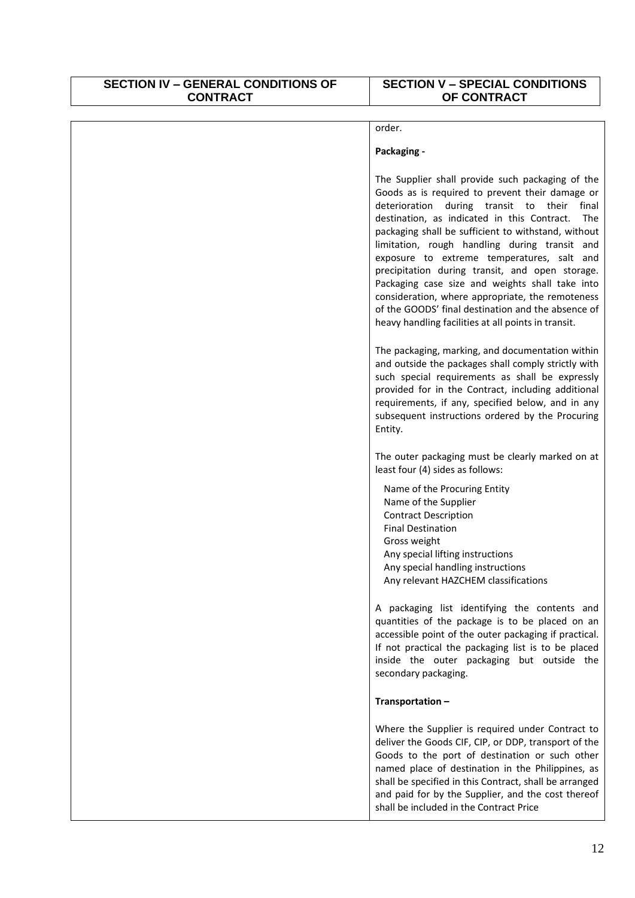| SECTION IV – GENERAL CONDITIONS OF CONTRACT | SECTION V – SPECIAL CONDITIONS OF CONTRACT |
|---|---|

order.

**Packaging -**

The Supplier shall provide such packaging of the Goods as is required to prevent their damage or deterioration during transit to their final destination, as indicated in this Contract. The packaging shall be sufficient to withstand, without limitation, rough handling during transit and exposure to extreme temperatures, salt and precipitation during transit, and open storage. Packaging case size and weights shall take into consideration, where appropriate, the remoteness of the GOODS' final destination and the absence of heavy handling facilities at all points in transit.

The packaging, marking, and documentation within and outside the packages shall comply strictly with such special requirements as shall be expressly provided for in the Contract, including additional requirements, if any, specified below, and in any subsequent instructions ordered by the Procuring Entity.

The outer packaging must be clearly marked on at least four (4) sides as follows:

Name of the Procuring Entity  
Name of the Supplier  
Contract Description  
Final Destination  
Gross weight  
Any special lifting instructions  
Any special handling instructions  
Any relevant HAZCHEM classifications

A packaging list identifying the contents and quantities of the package is to be placed on an accessible point of the outer packaging if practical. If not practical the packaging list is to be placed inside the outer packaging but outside the secondary packaging.

**Transportation –**

Where the Supplier is required under Contract to deliver the Goods CIF, CIP, or DDP, transport of the Goods to the port of destination or such other named place of destination in the Philippines, as shall be specified in this Contract, shall be arranged and paid for by the Supplier, and the cost thereof shall be included in the Contract Price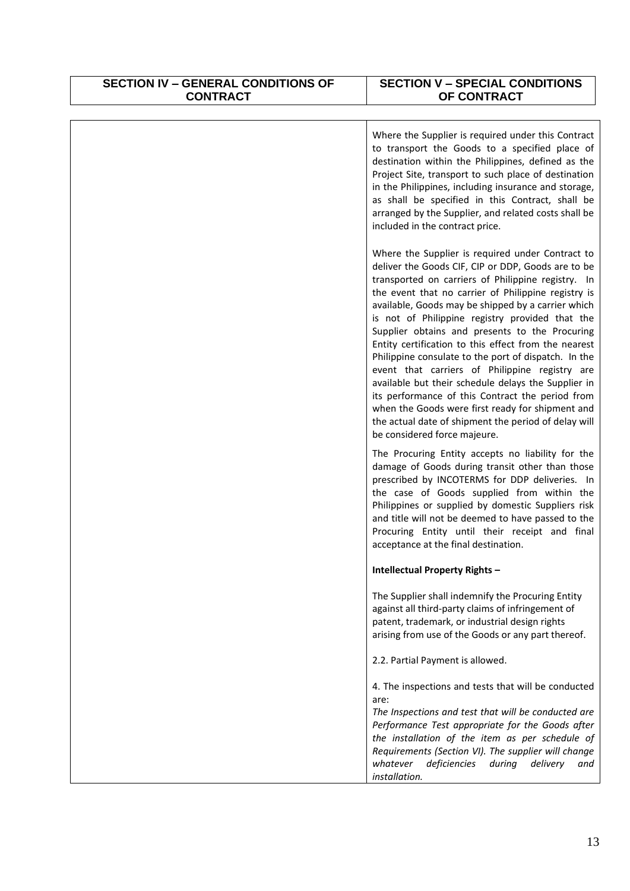| SECTION IV – GENERAL CONDITIONS OF CONTRACT | SECTION V – SPECIAL CONDITIONS OF CONTRACT |
|---|---|
| | Where the Supplier is required under this Contract to transport the Goods to a specified place of destination within the Philippines, defined as the Project Site, transport to such place of destination in the Philippines, including insurance and storage, as shall be specified in this Contract, shall be arranged by the Supplier, and related costs shall be included in the contract price. <br><br> Where the Supplier is required under Contract to deliver the Goods CIF, CIP or DDP, Goods are to be transported on carriers of Philippine registry. In the event that no carrier of Philippine registry is available, Goods may be shipped by a carrier which is not of Philippine registry provided that the Supplier obtains and presents to the Procuring Entity certification to this effect from the nearest Philippine consulate to the port of dispatch. In the event that carriers of Philippine registry are available but their schedule delays the Supplier in its performance of this Contract the period from when the Goods were first ready for shipment and the actual date of shipment the period of delay will be considered force majeure. <br><br> The Procuring Entity accepts no liability for the damage of Goods during transit other than those prescribed by INCOTERMS for DDP deliveries. In the case of Goods supplied from within the Philippines or supplied by domestic Suppliers risk and title will not be deemed to have passed to the Procuring Entity until their receipt and final acceptance at the final destination. <br><br> **Intellectual Property Rights –** <br><br> The Supplier shall indemnify the Procuring Entity against all third-party claims of infringement of patent, trademark, or industrial design rights arising from use of the Goods or any part thereof. <br><br> 2.2. Partial Payment is allowed. <br><br> 4. The inspections and tests that will be conducted are: <br> *The Inspections and test that will be conducted are Performance Test appropriate for the Goods after the installation of the item as per schedule of Requirements (Section VI). The supplier will change whatever deficiencies during delivery and installation.* |